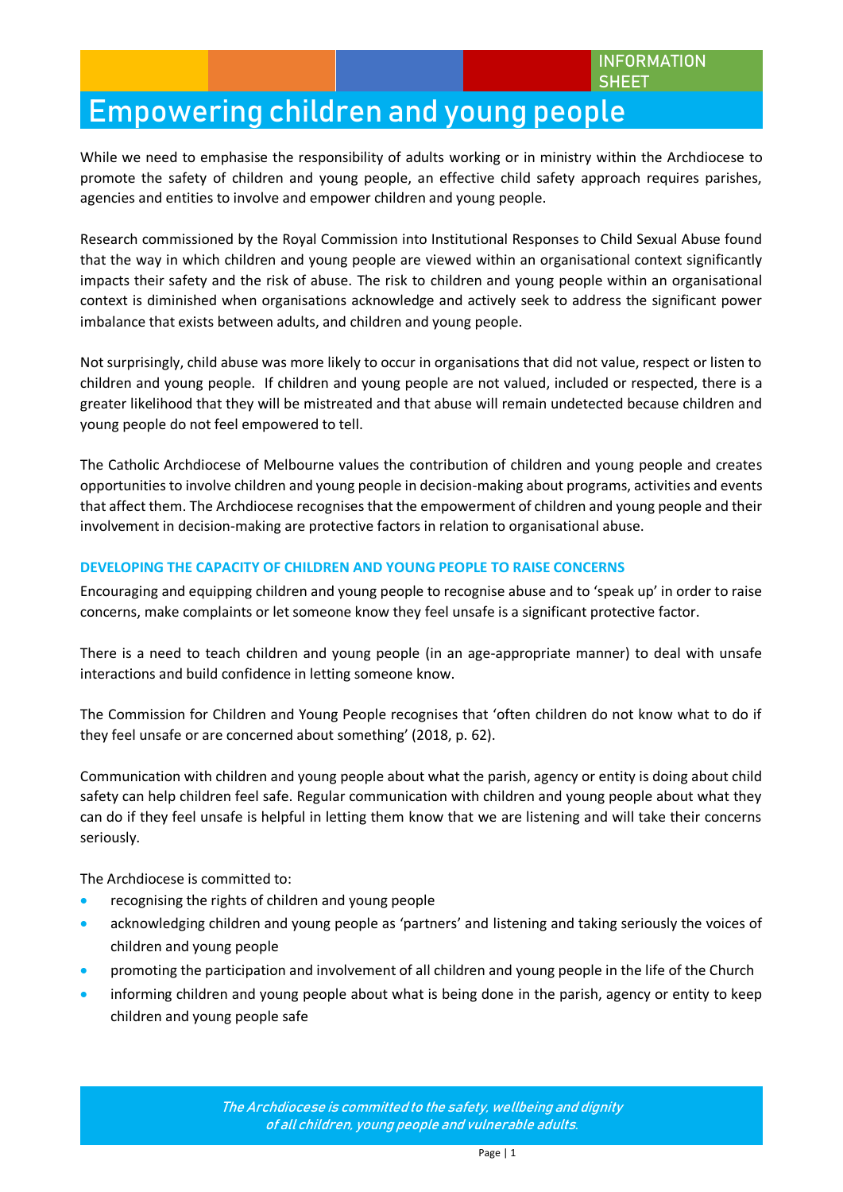INFORMATION SHEET

# Empowering children and young people

While we need to emphasise the responsibility of adults working or in ministry within the Archdiocese to promote the safety of children and young people, an effective child safety approach requires parishes, agencies and entities to involve and empower children and young people.

Research commissioned by the Royal Commission into Institutional Responses to Child Sexual Abuse found that the way in which children and young people are viewed within an organisational context significantly impacts their safety and the risk of abuse. The risk to children and young people within an organisational context is diminished when organisations acknowledge and actively seek to address the significant power imbalance that exists between adults, and children and young people.

Not surprisingly, child abuse was more likely to occur in organisations that did not value, respect or listen to children and young people. If children and young people are not valued, included or respected, there is a greater likelihood that they will be mistreated and that abuse will remain undetected because children and young people do not feel empowered to tell.

The Catholic Archdiocese of Melbourne values the contribution of children and young people and creates opportunities to involve children and young people in decision-making about programs, activities and events that affect them. The Archdiocese recognises that the empowerment of children and young people and their involvement in decision-making are protective factors in relation to organisational abuse.

## DEVELOPING THE CAPACITY OF CHILDREN AND YOUNG PEOPLE TO RAISE CONCERNS

Encouraging and equipping children and young people to recognise abuse and to 'speak up' in order to raise concerns, make complaints or let someone know they feel unsafe is a significant protective factor.

There is a need to teach children and young people (in an age-appropriate manner) to deal with unsafe interactions and build confidence in letting someone know.

The Commission for Children and Young People recognises that 'often children do not know what to do if they feel unsafe or are concerned about something' (2018, p. 62).

Communication with children and young people about what the parish, agency or entity is doing about child safety can help children feel safe. Regular communication with children and young people about what they can do if they feel unsafe is helpful in letting them know that we are listening and will take their concerns seriously.

The Archdiocese is committed to:

- recognising the rights of children and young people
- acknowledging children and young people as 'partners' and listening and taking seriously the voices of children and young people
- promoting the participation and involvement of all children and young people in the life of the Church
- informing children and young people about what is being done in the parish, agency or entity to keep children and young people safe

*The Archdiocese is committed to the safety, wellbeing and dignity of all children, young people and vulnerable adults.*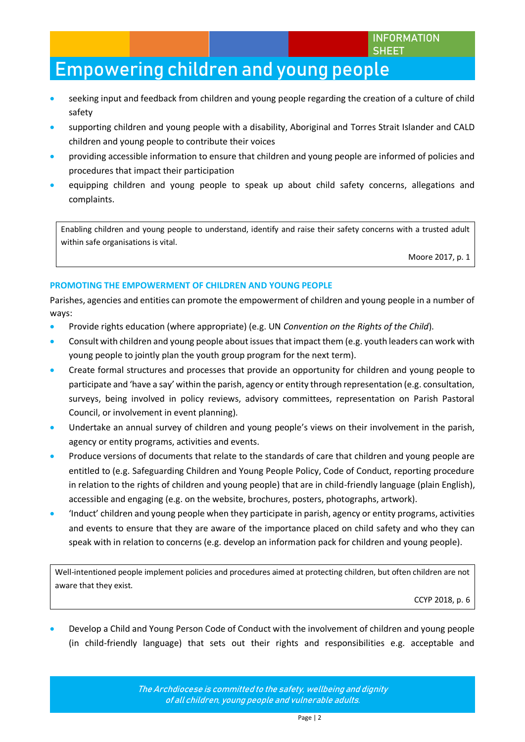- seeking input and feedback from children and young people regarding the creation of a culture of child safety
- supporting children and young people with a disability, Aboriginal and Torres Strait Islander and CALD children and young people to contribute their voices
- providing accessible information to ensure that children and young people are informed of policies and procedures that impact their participation
- equipping children and young people to speak up about child safety concerns, allegations and complaints.

> Enabling children and young people to understand, identify and raise their safety concerns with a trusted adult within safe organisations is vital.
>
> Moore 2017, p. 1

### PROMOTING THE EMPOWERMENT OF CHILDREN AND YOUNG PEOPLE

Parishes, agencies and entities can promote the empowerment of children and young people in a number of ways:

- Provide rights education (where appropriate) (e.g. UN *Convention on the Rights of the Child*).
- Consult with children and young people about issues that impact them (e.g. youth leaders can work with young people to jointly plan the youth group program for the next term).
- Create formal structures and processes that provide an opportunity for children and young people to participate and 'have a say' within the parish, agency or entity through representation (e.g. consultation, surveys, being involved in policy reviews, advisory committees, representation on Parish Pastoral Council, or involvement in event planning).
- Undertake an annual survey of children and young people's views on their involvement in the parish, agency or entity programs, activities and events.
- Produce versions of documents that relate to the standards of care that children and young people are entitled to (e.g. Safeguarding Children and Young People Policy, Code of Conduct, reporting procedure in relation to the rights of children and young people) that are in child-friendly language (plain English), accessible and engaging (e.g. on the website, brochures, posters, photographs, artwork).
- 'Induct' children and young people when they participate in parish, agency or entity programs, activities and events to ensure that they are aware of the importance placed on child safety and who they can speak with in relation to concerns (e.g. develop an information pack for children and young people).

> Well-intentioned people implement policies and procedures aimed at protecting children, but often children are not aware that they exist.
>
> CCYP 2018, p. 6

- Develop a Child and Young Person Code of Conduct with the involvement of children and young people (in child-friendly language) that sets out their rights and responsibilities e.g. acceptable and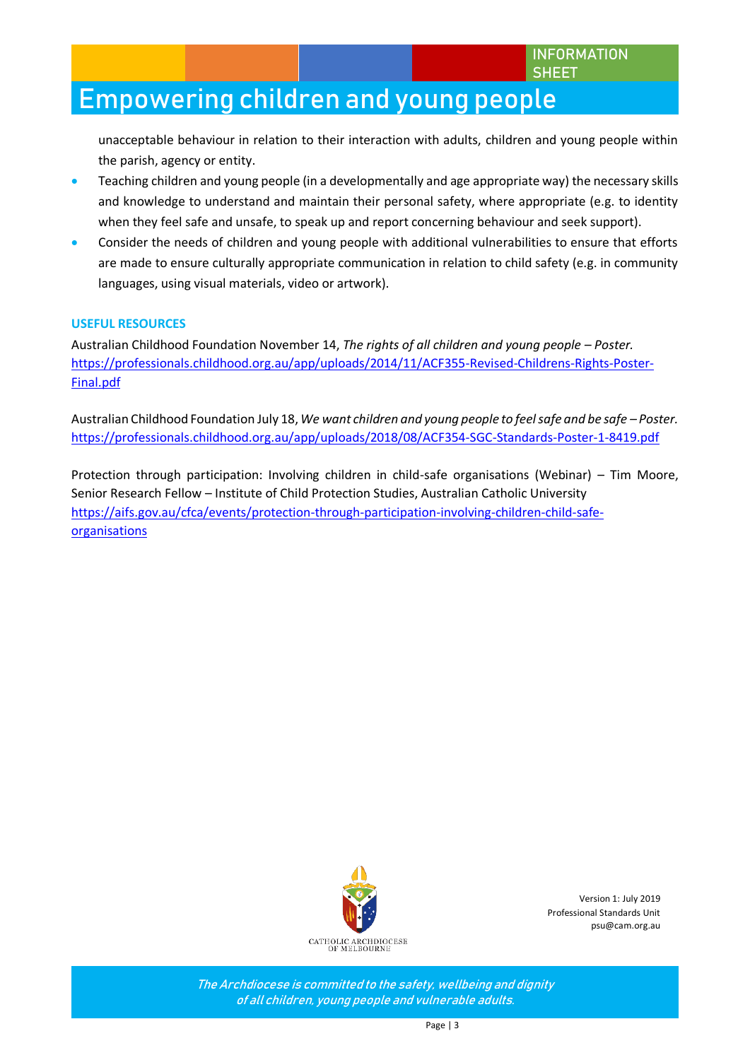unacceptable behaviour in relation to their interaction with adults, children and young people within the parish, agency or entity.

- Teaching children and young people (in a developmentally and age appropriate way) the necessary skills and knowledge to understand and maintain their personal safety, where appropriate (e.g. to identity when they feel safe and unsafe, to speak up and report concerning behaviour and seek support).
- Consider the needs of children and young people with additional vulnerabilities to ensure that efforts are made to ensure culturally appropriate communication in relation to child safety (e.g. in community languages, using visual materials, video or artwork).

**USEFUL RESOURCES**

Australian Childhood Foundation November 14, *The rights of all children and young people – Poster.* https://professionals.childhood.org.au/app/uploads/2014/11/ACF355-Revised-Childrens-Rights-Poster-Final.pdf

Australian Childhood Foundation July 18, *We want children and young people to feel safe and be safe – Poster.* https://professionals.childhood.org.au/app/uploads/2018/08/ACF354-SGC-Standards-Poster-1-8419.pdf

Protection through participation: Involving children in child-safe organisations (Webinar) – Tim Moore, Senior Research Fellow – Institute of Child Protection Studies, Australian Catholic University https://aifs.gov.au/cfca/events/protection-through-participation-involving-children-child-safe-organisations

CATHOLIC ARCHDIOCESE OF MELBOURNE

Version 1: July 2019
Professional Standards Unit
psu@cam.org.au

*The Archdiocese is committed to the safety, wellbeing and dignity of all children, young people and vulnerable adults.*